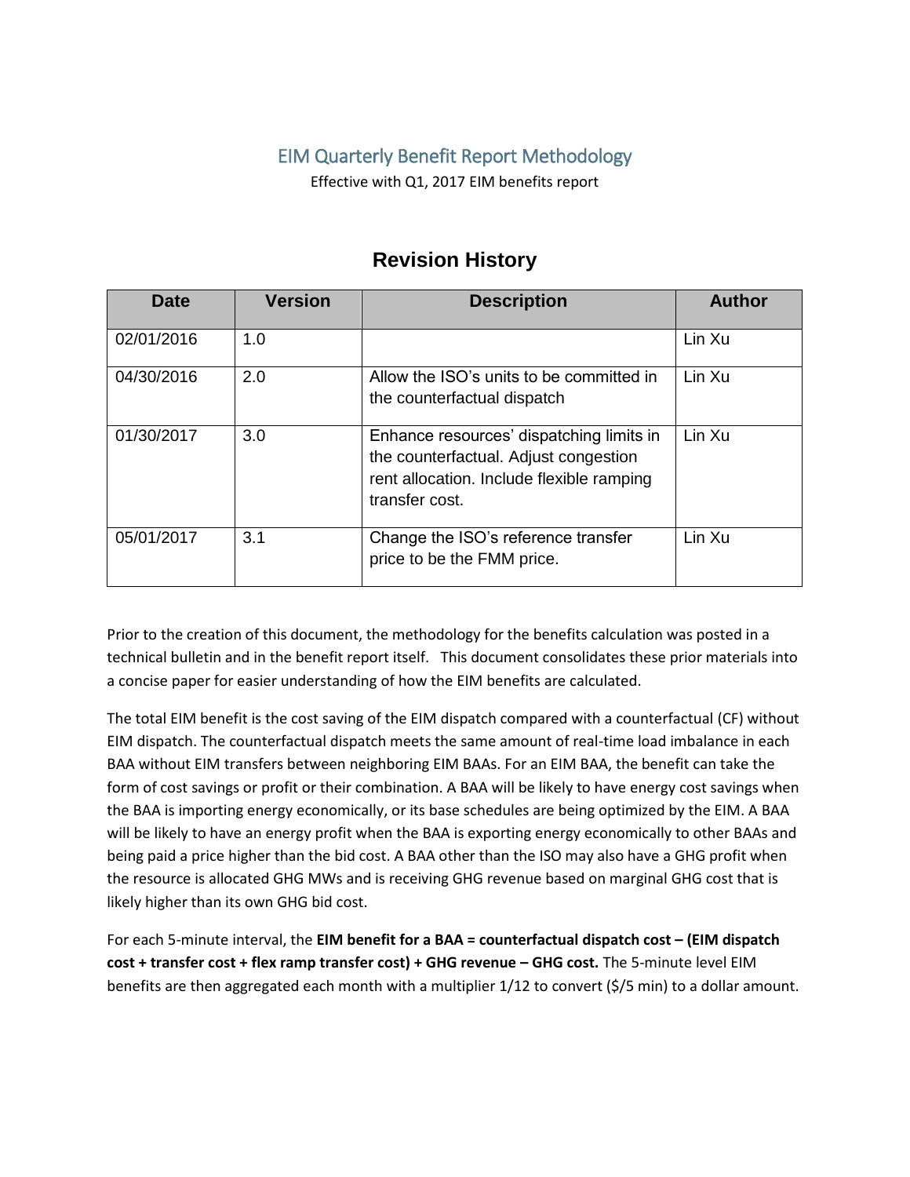# EIM Quarterly Benefit Report Methodology

Effective with Q1, 2017 EIM benefits report

## Revision History

| Date | Version | Description | Author |
|---|---|---|---|
| 02/01/2016 | 1.0 | | Lin Xu |
| 04/30/2016 | 2.0 | Allow the ISO's units to be committed in the counterfactual dispatch | Lin Xu |
| 01/30/2017 | 3.0 | Enhance resources' dispatching limits in the counterfactual. Adjust congestion rent allocation. Include flexible ramping transfer cost. | Lin Xu |
| 05/01/2017 | 3.1 | Change the ISO's reference transfer price to be the FMM price. | Lin Xu |

Prior to the creation of this document, the methodology for the benefits calculation was posted in a technical bulletin and in the benefit report itself. This document consolidates these prior materials into a concise paper for easier understanding of how the EIM benefits are calculated.

The total EIM benefit is the cost saving of the EIM dispatch compared with a counterfactual (CF) without EIM dispatch. The counterfactual dispatch meets the same amount of real-time load imbalance in each BAA without EIM transfers between neighboring EIM BAAs. For an EIM BAA, the benefit can take the form of cost savings or profit or their combination. A BAA will be likely to have energy cost savings when the BAA is importing energy economically, or its base schedules are being optimized by the EIM. A BAA will be likely to have an energy profit when the BAA is exporting energy economically to other BAAs and being paid a price higher than the bid cost. A BAA other than the ISO may also have a GHG profit when the resource is allocated GHG MWs and is receiving GHG revenue based on marginal GHG cost that is likely higher than its own GHG bid cost.

For each 5-minute interval, the **EIM benefit for a BAA = counterfactual dispatch cost – (EIM dispatch cost + transfer cost + flex ramp transfer cost) + GHG revenue – GHG cost.** The 5-minute level EIM benefits are then aggregated each month with a multiplier 1/12 to convert ($/5 min) to a dollar amount.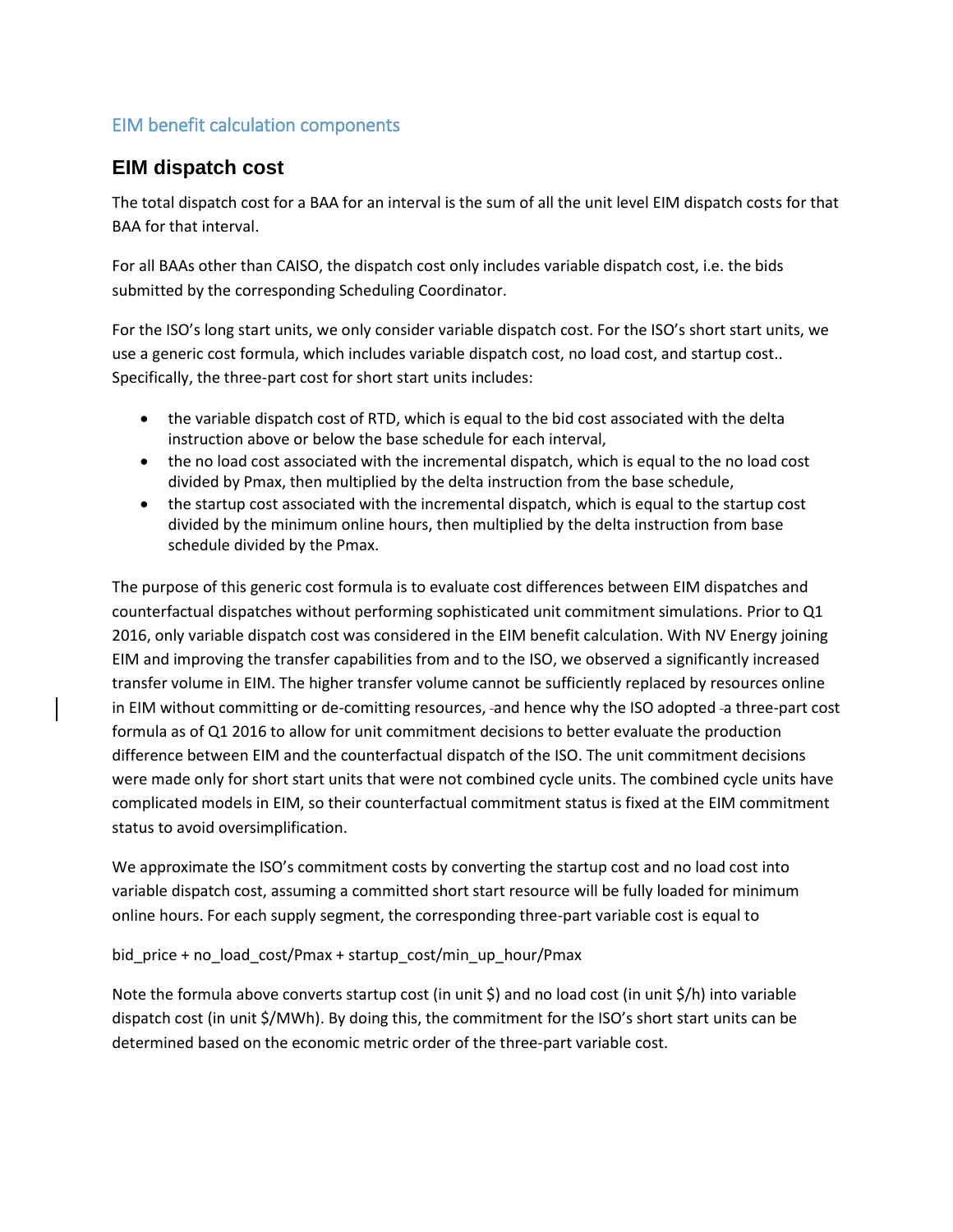## EIM benefit calculation components

### EIM dispatch cost

The total dispatch cost for a BAA for an interval is the sum of all the unit level EIM dispatch costs for that BAA for that interval.

For all BAAs other than CAISO, the dispatch cost only includes variable dispatch cost, i.e. the bids submitted by the corresponding Scheduling Coordinator.

For the ISO's long start units, we only consider variable dispatch cost. For the ISO's short start units, we use a generic cost formula, which includes variable dispatch cost, no load cost, and startup cost.. Specifically, the three-part cost for short start units includes:

- the variable dispatch cost of RTD, which is equal to the bid cost associated with the delta instruction above or below the base schedule for each interval,
- the no load cost associated with the incremental dispatch, which is equal to the no load cost divided by Pmax, then multiplied by the delta instruction from the base schedule,
- the startup cost associated with the incremental dispatch, which is equal to the startup cost divided by the minimum online hours, then multiplied by the delta instruction from base schedule divided by the Pmax.

The purpose of this generic cost formula is to evaluate cost differences between EIM dispatches and counterfactual dispatches without performing sophisticated unit commitment simulations. Prior to Q1 2016, only variable dispatch cost was considered in the EIM benefit calculation. With NV Energy joining EIM and improving the transfer capabilities from and to the ISO, we observed a significantly increased transfer volume in EIM. The higher transfer volume cannot be sufficiently replaced by resources online in EIM without committing or de-comitting resources, and hence why the ISO adopted a three-part cost formula as of Q1 2016 to allow for unit commitment decisions to better evaluate the production difference between EIM and the counterfactual dispatch of the ISO. The unit commitment decisions were made only for short start units that were not combined cycle units. The combined cycle units have complicated models in EIM, so their counterfactual commitment status is fixed at the EIM commitment status to avoid oversimplification.

We approximate the ISO's commitment costs by converting the startup cost and no load cost into variable dispatch cost, assuming a committed short start resource will be fully loaded for minimum online hours. For each supply segment, the corresponding three-part variable cost is equal to

bid_price + no_load_cost/Pmax + startup_cost/min_up_hour/Pmax

Note the formula above converts startup cost (in unit $) and no load cost (in unit $/h) into variable dispatch cost (in unit $/MWh). By doing this, the commitment for the ISO's short start units can be determined based on the economic metric order of the three-part variable cost.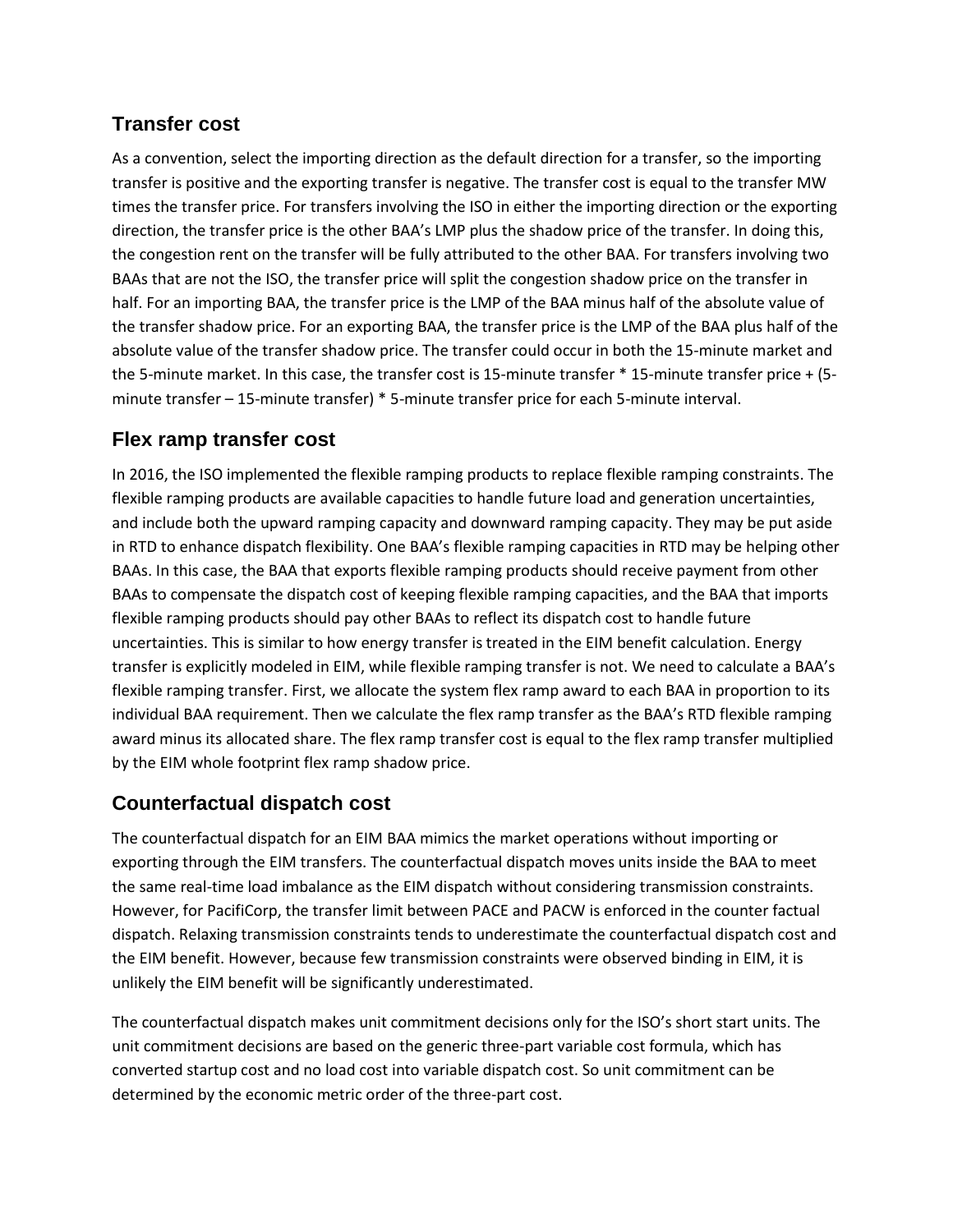## Transfer cost

As a convention, select the importing direction as the default direction for a transfer, so the importing transfer is positive and the exporting transfer is negative. The transfer cost is equal to the transfer MW times the transfer price. For transfers involving the ISO in either the importing direction or the exporting direction, the transfer price is the other BAA's LMP plus the shadow price of the transfer. In doing this, the congestion rent on the transfer will be fully attributed to the other BAA. For transfers involving two BAAs that are not the ISO, the transfer price will split the congestion shadow price on the transfer in half. For an importing BAA, the transfer price is the LMP of the BAA minus half of the absolute value of the transfer shadow price. For an exporting BAA, the transfer price is the LMP of the BAA plus half of the absolute value of the transfer shadow price. The transfer could occur in both the 15-minute market and the 5-minute market. In this case, the transfer cost is 15-minute transfer * 15-minute transfer price + (5-minute transfer – 15-minute transfer) * 5-minute transfer price for each 5-minute interval.

## Flex ramp transfer cost

In 2016, the ISO implemented the flexible ramping products to replace flexible ramping constraints. The flexible ramping products are available capacities to handle future load and generation uncertainties, and include both the upward ramping capacity and downward ramping capacity. They may be put aside in RTD to enhance dispatch flexibility. One BAA's flexible ramping capacities in RTD may be helping other BAAs. In this case, the BAA that exports flexible ramping products should receive payment from other BAAs to compensate the dispatch cost of keeping flexible ramping capacities, and the BAA that imports flexible ramping products should pay other BAAs to reflect its dispatch cost to handle future uncertainties. This is similar to how energy transfer is treated in the EIM benefit calculation. Energy transfer is explicitly modeled in EIM, while flexible ramping transfer is not. We need to calculate a BAA's flexible ramping transfer. First, we allocate the system flex ramp award to each BAA in proportion to its individual BAA requirement. Then we calculate the flex ramp transfer as the BAA's RTD flexible ramping award minus its allocated share. The flex ramp transfer cost is equal to the flex ramp transfer multiplied by the EIM whole footprint flex ramp shadow price.

## Counterfactual dispatch cost

The counterfactual dispatch for an EIM BAA mimics the market operations without importing or exporting through the EIM transfers. The counterfactual dispatch moves units inside the BAA to meet the same real-time load imbalance as the EIM dispatch without considering transmission constraints. However, for PacifiCorp, the transfer limit between PACE and PACW is enforced in the counter factual dispatch. Relaxing transmission constraints tends to underestimate the counterfactual dispatch cost and the EIM benefit. However, because few transmission constraints were observed binding in EIM, it is unlikely the EIM benefit will be significantly underestimated.

The counterfactual dispatch makes unit commitment decisions only for the ISO's short start units. The unit commitment decisions are based on the generic three-part variable cost formula, which has converted startup cost and no load cost into variable dispatch cost. So unit commitment can be determined by the economic metric order of the three-part cost.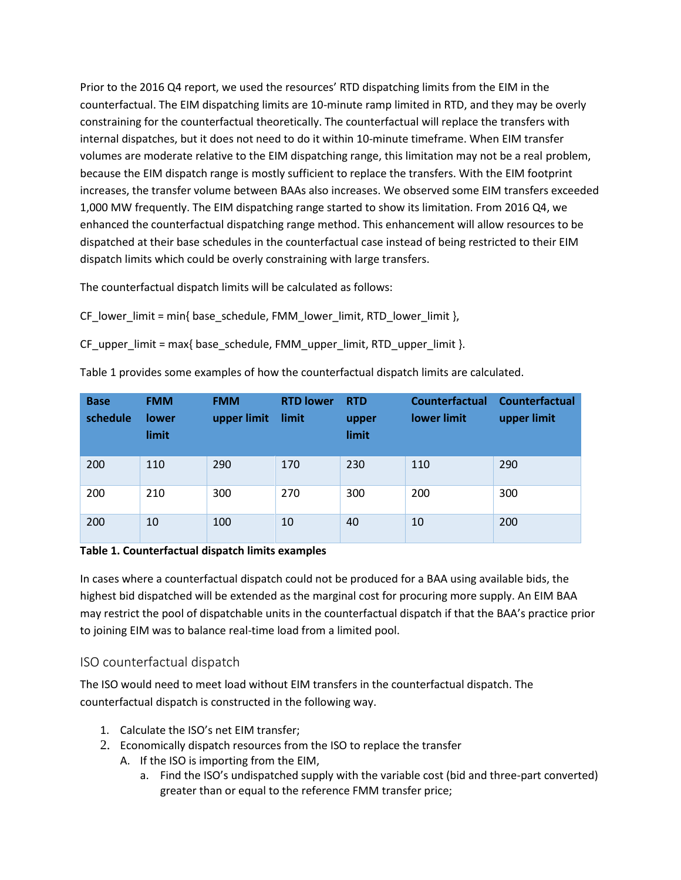Prior to the 2016 Q4 report, we used the resources' RTD dispatching limits from the EIM in the counterfactual. The EIM dispatching limits are 10-minute ramp limited in RTD, and they may be overly constraining for the counterfactual theoretically. The counterfactual will replace the transfers with internal dispatches, but it does not need to do it within 10-minute timeframe. When EIM transfer volumes are moderate relative to the EIM dispatching range, this limitation may not be a real problem, because the EIM dispatch range is mostly sufficient to replace the transfers. With the EIM footprint increases, the transfer volume between BAAs also increases. We observed some EIM transfers exceeded 1,000 MW frequently. The EIM dispatching range started to show its limitation. From 2016 Q4, we enhanced the counterfactual dispatching range method. This enhancement will allow resources to be dispatched at their base schedules in the counterfactual case instead of being restricted to their EIM dispatch limits which could be overly constraining with large transfers.

The counterfactual dispatch limits will be calculated as follows:

CF_lower_limit = min{ base_schedule, FMM_lower_limit, RTD_lower_limit },

CF_upper_limit = max{ base_schedule, FMM_upper_limit, RTD_upper_limit }.

Table 1 provides some examples of how the counterfactual dispatch limits are calculated.

| Base schedule | FMM lower limit | FMM upper limit | RTD lower limit | RTD upper limit | Counterfactual lower limit | Counterfactual upper limit |
|---|---|---|---|---|---|---|
| 200 | 110 | 290 | 170 | 230 | 110 | 290 |
| 200 | 210 | 300 | 270 | 300 | 200 | 300 |
| 200 | 10 | 100 | 10 | 40 | 10 | 200 |

**Table 1. Counterfactual dispatch limits examples**

In cases where a counterfactual dispatch could not be produced for a BAA using available bids, the highest bid dispatched will be extended as the marginal cost for procuring more supply. An EIM BAA may restrict the pool of dispatchable units in the counterfactual dispatch if that the BAA's practice prior to joining EIM was to balance real-time load from a limited pool.

## ISO counterfactual dispatch

The ISO would need to meet load without EIM transfers in the counterfactual dispatch. The counterfactual dispatch is constructed in the following way.

1. Calculate the ISO's net EIM transfer;
2. Economically dispatch resources from the ISO to replace the transfer
   A. If the ISO is importing from the EIM,
      a. Find the ISO's undispatched supply with the variable cost (bid and three-part converted) greater than or equal to the reference FMM transfer price;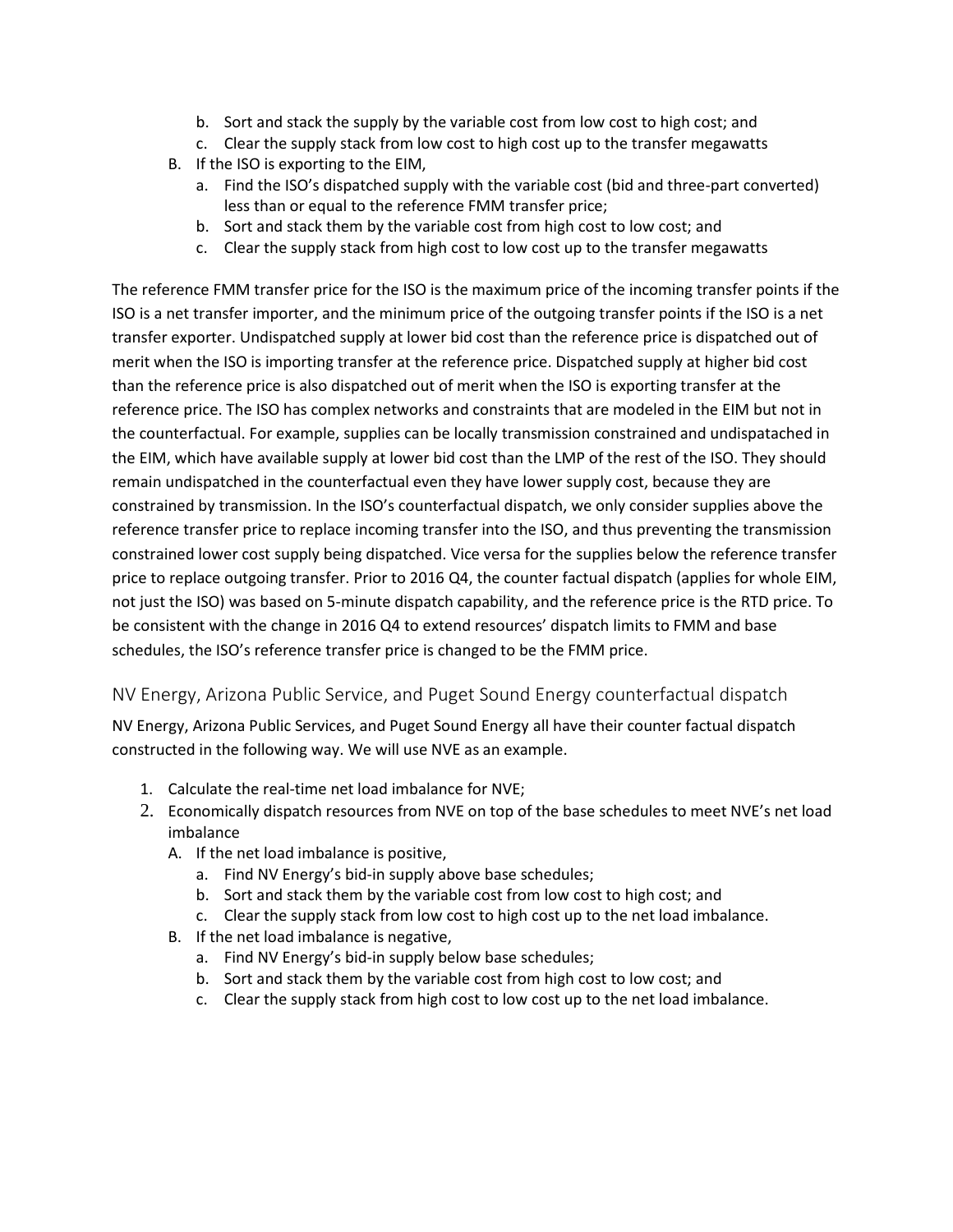b. Sort and stack the supply by the variable cost from low cost to high cost; and
   c. Clear the supply stack from low cost to high cost up to the transfer megawatts

B. If the ISO is exporting to the EIM,
   a. Find the ISO's dispatched supply with the variable cost (bid and three-part converted) less than or equal to the reference FMM transfer price;
   b. Sort and stack them by the variable cost from high cost to low cost; and
   c. Clear the supply stack from high cost to low cost up to the transfer megawatts

The reference FMM transfer price for the ISO is the maximum price of the incoming transfer points if the ISO is a net transfer importer, and the minimum price of the outgoing transfer points if the ISO is a net transfer exporter. Undispatched supply at lower bid cost than the reference price is dispatched out of merit when the ISO is importing transfer at the reference price. Dispatched supply at higher bid cost than the reference price is also dispatched out of merit when the ISO is exporting transfer at the reference price. The ISO has complex networks and constraints that are modeled in the EIM but not in the counterfactual. For example, supplies can be locally transmission constrained and undispatached in the EIM, which have available supply at lower bid cost than the LMP of the rest of the ISO. They should remain undispatched in the counterfactual even they have lower supply cost, because they are constrained by transmission. In the ISO's counterfactual dispatch, we only consider supplies above the reference transfer price to replace incoming transfer into the ISO, and thus preventing the transmission constrained lower cost supply being dispatched. Vice versa for the supplies below the reference transfer price to replace outgoing transfer. Prior to 2016 Q4, the counter factual dispatch (applies for whole EIM, not just the ISO) was based on 5-minute dispatch capability, and the reference price is the RTD price. To be consistent with the change in 2016 Q4 to extend resources' dispatch limits to FMM and base schedules, the ISO's reference transfer price is changed to be the FMM price.

## NV Energy, Arizona Public Service, and Puget Sound Energy counterfactual dispatch

NV Energy, Arizona Public Services, and Puget Sound Energy all have their counter factual dispatch constructed in the following way. We will use NVE as an example.

1. Calculate the real-time net load imbalance for NVE;
2. Economically dispatch resources from NVE on top of the base schedules to meet NVE's net load imbalance
   A. If the net load imbalance is positive,
      a. Find NV Energy's bid-in supply above base schedules;
      b. Sort and stack them by the variable cost from low cost to high cost; and
      c. Clear the supply stack from low cost to high cost up to the net load imbalance.
   B. If the net load imbalance is negative,
      a. Find NV Energy's bid-in supply below base schedules;
      b. Sort and stack them by the variable cost from high cost to low cost; and
      c. Clear the supply stack from high cost to low cost up to the net load imbalance.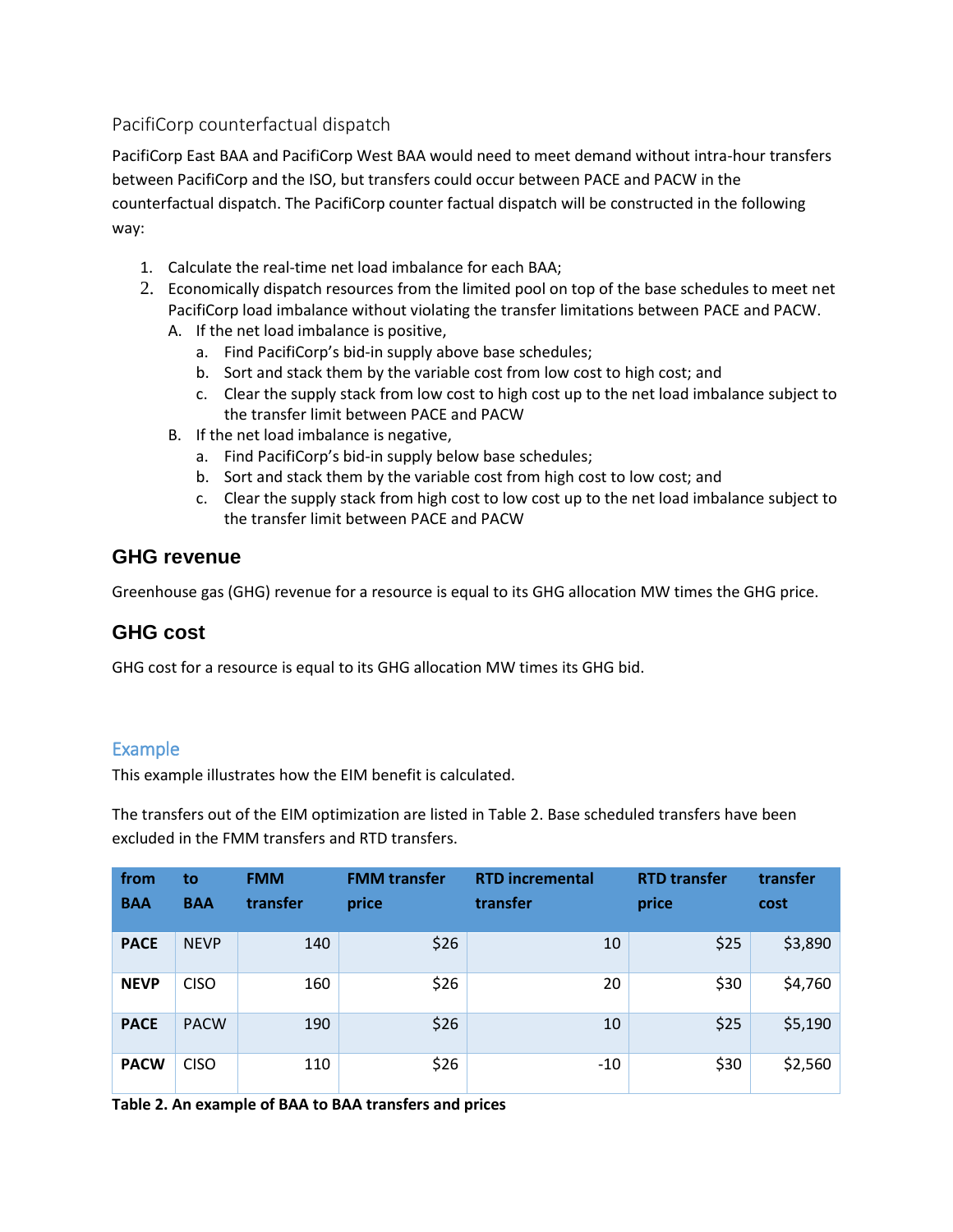### PacifiCorp counterfactual dispatch

PacifiCorp East BAA and PacifiCorp West BAA would need to meet demand without intra-hour transfers between PacifiCorp and the ISO, but transfers could occur between PACE and PACW in the counterfactual dispatch. The PacifiCorp counter factual dispatch will be constructed in the following way:

1. Calculate the real-time net load imbalance for each BAA;
2. Economically dispatch resources from the limited pool on top of the base schedules to meet net PacifiCorp load imbalance without violating the transfer limitations between PACE and PACW.
   A. If the net load imbalance is positive,
      a. Find PacifiCorp's bid-in supply above base schedules;
      b. Sort and stack them by the variable cost from low cost to high cost; and
      c. Clear the supply stack from low cost to high cost up to the net load imbalance subject to the transfer limit between PACE and PACW
   B. If the net load imbalance is negative,
      a. Find PacifiCorp's bid-in supply below base schedules;
      b. Sort and stack them by the variable cost from high cost to low cost; and
      c. Clear the supply stack from high cost to low cost up to the net load imbalance subject to the transfer limit between PACE and PACW

## GHG revenue

Greenhouse gas (GHG) revenue for a resource is equal to its GHG allocation MW times the GHG price.

## GHG cost

GHG cost for a resource is equal to its GHG allocation MW times its GHG bid.

### Example

This example illustrates how the EIM benefit is calculated.

The transfers out of the EIM optimization are listed in Table 2. Base scheduled transfers have been excluded in the FMM transfers and RTD transfers.

| from BAA | to BAA | FMM transfer | FMM transfer price | RTD incremental transfer | RTD transfer price | transfer cost |
|---|---|---|---|---|---|---|
| **PACE** | NEVP | 140 | $26 | 10 | $25 | $3,890 |
| **NEVP** | CISO | 160 | $26 | 20 | $30 | $4,760 |
| **PACE** | PACW | 190 | $26 | 10 | $25 | $5,190 |
| **PACW** | CISO | 110 | $26 | -10 | $30 | $2,560 |

**Table 2. An example of BAA to BAA transfers and prices**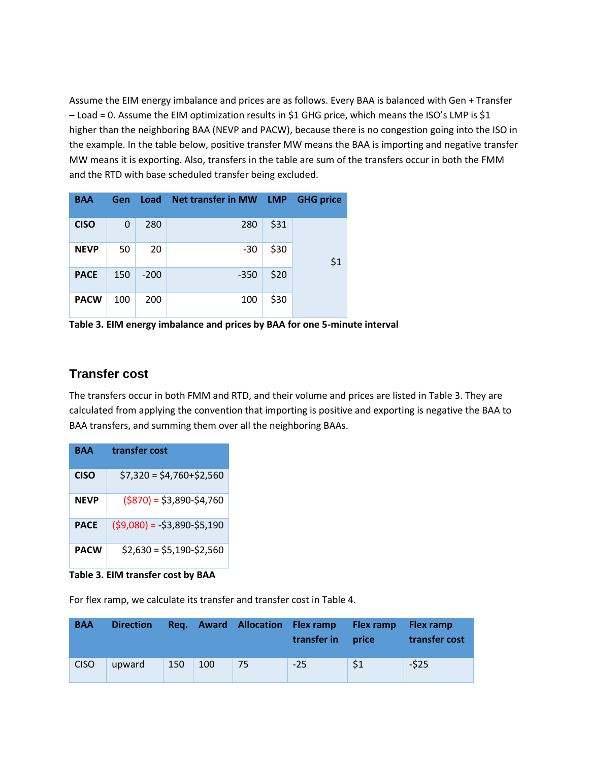Assume the EIM energy imbalance and prices are as follows. Every BAA is balanced with Gen + Transfer – Load = 0. Assume the EIM optimization results in $1 GHG price, which means the ISO's LMP is $1 higher than the neighboring BAA (NEVP and PACW), because there is no congestion going into the ISO in the example. In the table below, positive transfer MW means the BAA is importing and negative transfer MW means it is exporting. Also, transfers in the table are sum of the transfers occur in both the FMM and the RTD with base scheduled transfer being excluded.

| BAA | Gen | Load | Net transfer in MW | LMP | GHG price |
|---|---|---|---|---|---|
| **CISO** | 0 | 280 | 280 | $31 | $1 |
| **NEVP** | 50 | 20 | -30 | $30 | |
| **PACE** | 150 | -200 | -350 | $20 | |
| **PACW** | 100 | 200 | 100 | $30 | |

**Table 3. EIM energy imbalance and prices by BAA for one 5-minute interval**

## Transfer cost

The transfers occur in both FMM and RTD, and their volume and prices are listed in Table 3. They are calculated from applying the convention that importing is positive and exporting is negative the BAA to BAA transfers, and summing them over all the neighboring BAAs.

| BAA | transfer cost |
|---|---|
| **CISO** | $7,320 = $4,760+$2,560 |
| **NEVP** | ($870) = $3,890-$4,760 |
| **PACE** | ($9,080) = -$3,890-$5,190 |
| **PACW** | $2,630 = $5,190-$2,560 |

**Table 3. EIM transfer cost by BAA**

For flex ramp, we calculate its transfer and transfer cost in Table 4.

| BAA | Direction | Req. | Award | Allocation | Flex ramp transfer in | Flex ramp price | Flex ramp transfer cost |
|---|---|---|---|---|---|---|---|
| CISO | upward | 150 | 100 | 75 | -25 | $1 | -$25 |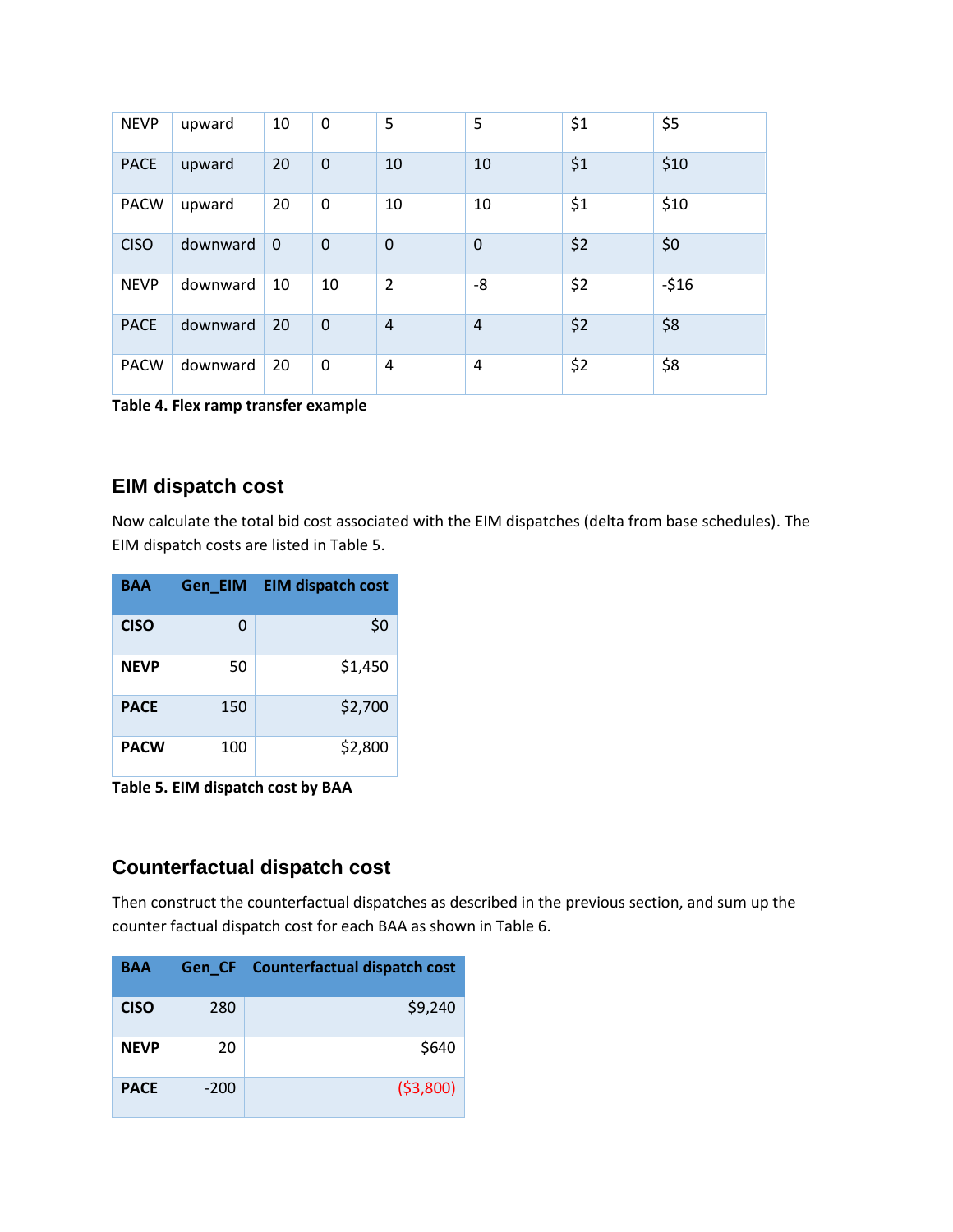| | | | | | | | |
|---|---|---|---|---|---|---|---|
| NEVP | upward | 10 | 0 | 5 | 5 | $1 | $5 |
| PACE | upward | 20 | 0 | 10 | 10 | $1 | $10 |
| PACW | upward | 20 | 0 | 10 | 10 | $1 | $10 |
| CISO | downward | 0 | 0 | 0 | 0 | $2 | $0 |
| NEVP | downward | 10 | 10 | 2 | -8 | $2 | -$16 |
| PACE | downward | 20 | 0 | 4 | 4 | $2 | $8 |
| PACW | downward | 20 | 0 | 4 | 4 | $2 | $8 |

**Table 4. Flex ramp transfer example**

## EIM dispatch cost

Now calculate the total bid cost associated with the EIM dispatches (delta from base schedules). The EIM dispatch costs are listed in Table 5.

| BAA | Gen_EIM | EIM dispatch cost |
|---|---|---|
| **CISO** | 0 | $0 |
| **NEVP** | 50 | $1,450 |
| **PACE** | 150 | $2,700 |
| **PACW** | 100 | $2,800 |

**Table 5. EIM dispatch cost by BAA**

## Counterfactual dispatch cost

Then construct the counterfactual dispatches as described in the previous section, and sum up the counter factual dispatch cost for each BAA as shown in Table 6.

| BAA | Gen_CF | Counterfactual dispatch cost |
|---|---|---|
| **CISO** | 280 | $9,240 |
| **NEVP** | 20 | $640 |
| **PACE** | -200 | ($3,800) |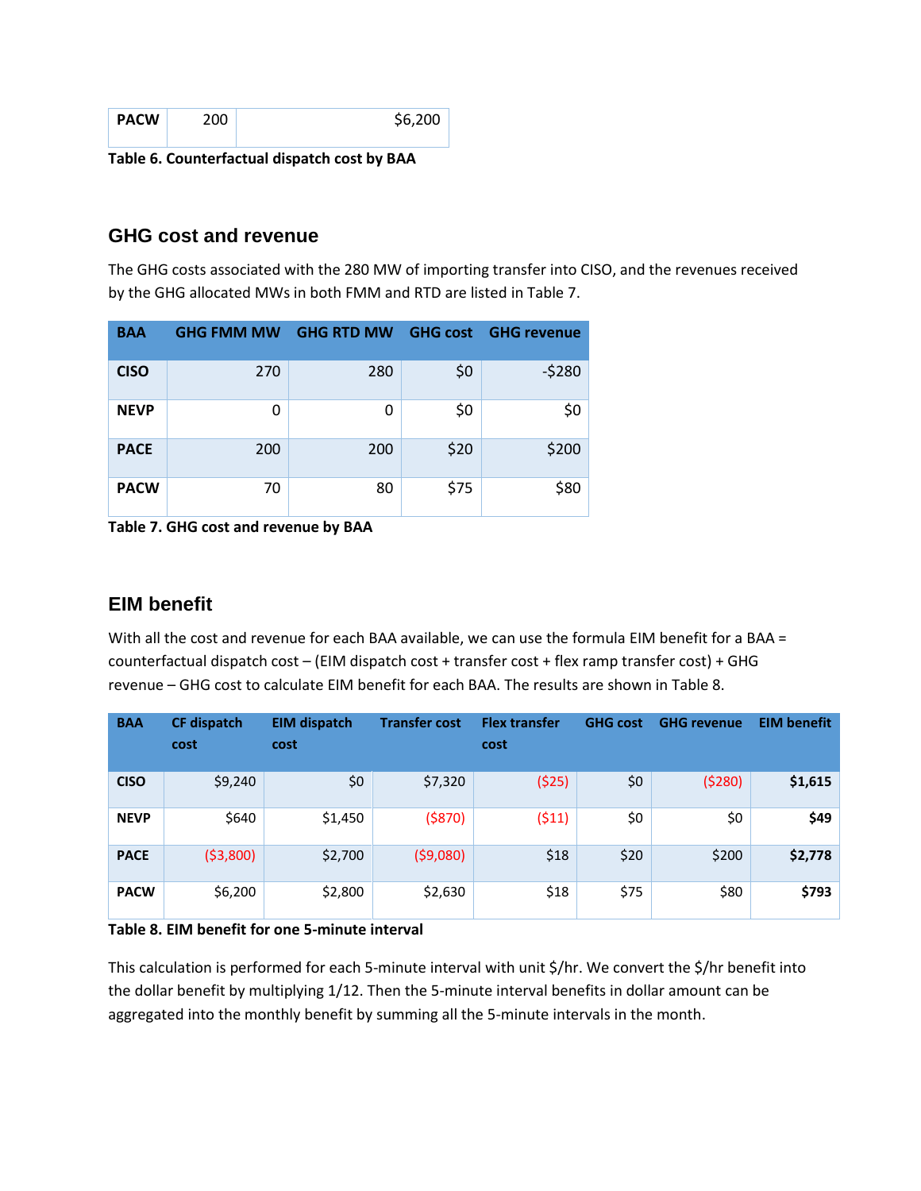| | | |
|---|---|---|
| **PACW** | 200 | $6,200 |

**Table 6. Counterfactual dispatch cost by BAA**

## GHG cost and revenue

The GHG costs associated with the 280 MW of importing transfer into CISO, and the revenues received by the GHG allocated MWs in both FMM and RTD are listed in Table 7.

| BAA | GHG FMM MW | GHG RTD MW | GHG cost | GHG revenue |
|---|---|---|---|---|
| **CISO** | 270 | 280 | $0 | -$280 |
| **NEVP** | 0 | 0 | $0 | $0 |
| **PACE** | 200 | 200 | $20 | $200 |
| **PACW** | 70 | 80 | $75 | $80 |

**Table 7. GHG cost and revenue by BAA**

## EIM benefit

With all the cost and revenue for each BAA available, we can use the formula EIM benefit for a BAA = counterfactual dispatch cost – (EIM dispatch cost + transfer cost + flex ramp transfer cost) + GHG revenue – GHG cost to calculate EIM benefit for each BAA. The results are shown in Table 8.

| BAA | CF dispatch cost | EIM dispatch cost | Transfer cost | Flex transfer cost | GHG cost | GHG revenue | EIM benefit |
|---|---|---|---|---|---|---|---|
| **CISO** | $9,240 | $0 | $7,320 | ($25) | $0 | ($280) | **$1,615** |
| **NEVP** | $640 | $1,450 | ($870) | ($11) | $0 | $0 | **$49** |
| **PACE** | ($3,800) | $2,700 | ($9,080) | $18 | $20 | $200 | **$2,778** |
| **PACW** | $6,200 | $2,800 | $2,630 | $18 | $75 | $80 | **$793** |

**Table 8. EIM benefit for one 5-minute interval**

This calculation is performed for each 5-minute interval with unit $/hr. We convert the $/hr benefit into the dollar benefit by multiplying 1/12. Then the 5-minute interval benefits in dollar amount can be aggregated into the monthly benefit by summing all the 5-minute intervals in the month.